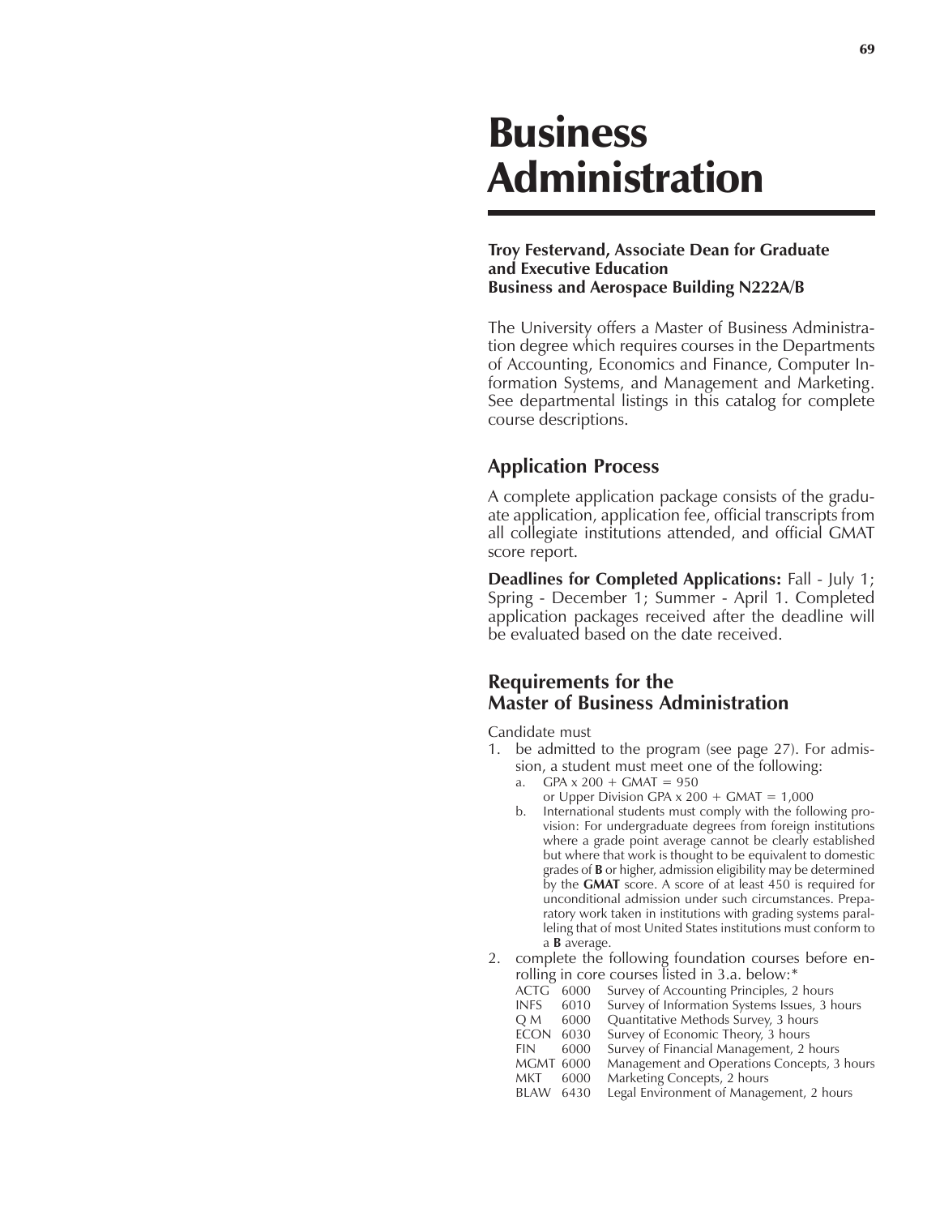# Business Administration

**Troy Festervand, Associate Dean for Graduate and Executive Education**
**Business and Aerospace Building N222A/B**

The University offers a Master of Business Administration degree which requires courses in the Departments of Accounting, Economics and Finance, Computer Information Systems, and Management and Marketing. See departmental listings in this catalog for complete course descriptions.

## Application Process

A complete application package consists of the graduate application, application fee, official transcripts from all collegiate institutions attended, and official GMAT score report.

**Deadlines for Completed Applications:** Fall - July 1; Spring - December 1; Summer - April 1. Completed application packages received after the deadline will be evaluated based on the date received.

## Requirements for the Master of Business Administration

Candidate must

1. be admitted to the program (see page 27). For admission, a student must meet one of the following:
   a. GPA x 200 + GMAT = 950
      or Upper Division GPA x 200 + GMAT = 1,000
   b. International students must comply with the following provision: For undergraduate degrees from foreign institutions where a grade point average cannot be clearly established but where that work is thought to be equivalent to domestic grades of **B** or higher, admission eligibility may be determined by the **GMAT** score. A score of at least 450 is required for unconditional admission under such circumstances. Preparatory work taken in institutions with grading systems paralleling that of most United States institutions must conform to a **B** average.
2. complete the following foundation courses before enrolling in core courses listed in 3.a. below:*

| | | |
|---|---|---|
| ACTG | 6000 | Survey of Accounting Principles, 2 hours |
| INFS | 6010 | Survey of Information Systems Issues, 3 hours |
| Q M | 6000 | Quantitative Methods Survey, 3 hours |
| ECON | 6030 | Survey of Economic Theory, 3 hours |
| FIN | 6000 | Survey of Financial Management, 2 hours |
| MGMT | 6000 | Management and Operations Concepts, 3 hours |
| MKT | 6000 | Marketing Concepts, 2 hours |
| BLAW | 6430 | Legal Environment of Management, 2 hours |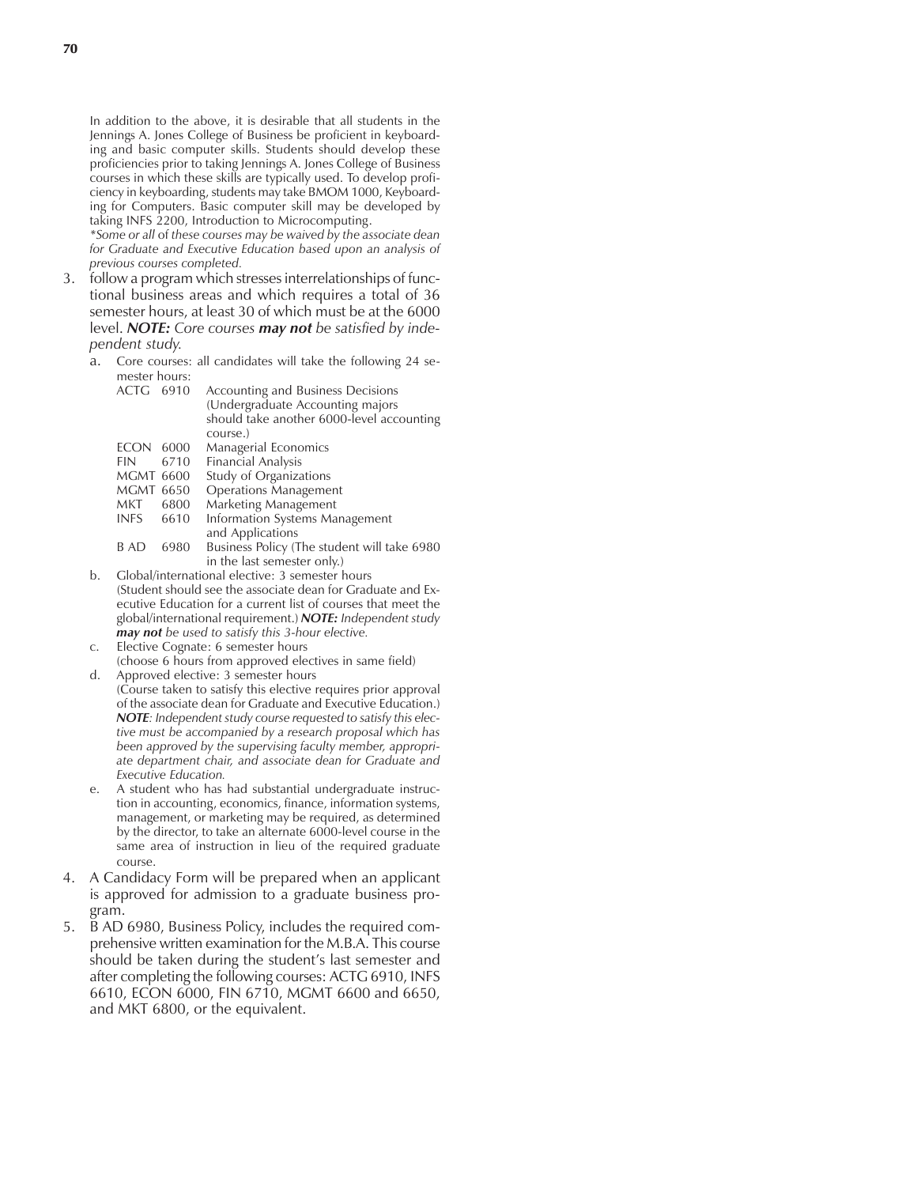In addition to the above, it is desirable that all students in the Jennings A. Jones College of Business be proficient in keyboarding and basic computer skills. Students should develop these proficiencies prior to taking Jennings A. Jones College of Business courses in which these skills are typically used. To develop proficiency in keyboarding, students may take BMOM 1000, Keyboarding for Computers. Basic computer skill may be developed by taking INFS 2200, Introduction to Microcomputing.

**Some or all* of these courses may be waived by the associate dean for Graduate and Executive Education based upon an analysis of previous courses completed.*

3. follow a program which stresses interrelationships of functional business areas and which requires a total of 36 semester hours, at least 30 of which must be at the 6000 level. ***NOTE:** Core courses **may not** be satisfied by independent study.*
   a. Core courses: all candidates will take the following 24 semester hours:

| | | |
|---|---|---|
| ACTG | 6910 | Accounting and Business Decisions (Undergraduate Accounting majors should take another 6000-level accounting course.) |
| ECON | 6000 | Managerial Economics |
| FIN | 6710 | Financial Analysis |
| MGMT | 6600 | Study of Organizations |
| MGMT | 6650 | Operations Management |
| MKT | 6800 | Marketing Management |
| INFS | 6610 | Information Systems Management and Applications |
| B AD | 6980 | Business Policy (The student will take 6980 in the last semester only.) |

   b. Global/international elective: 3 semester hours (Student should see the associate dean for Graduate and Executive Education for a current list of courses that meet the global/international requirement.) ***NOTE:** Independent study **may not** be used to satisfy this 3-hour elective.*
   c. Elective Cognate: 6 semester hours (choose 6 hours from approved electives in same field)
   d. Approved elective: 3 semester hours (Course taken to satisfy this elective requires prior approval of the associate dean for Graduate and Executive Education.) ***NOTE**: Independent study course requested to satisfy this elective must be accompanied by a research proposal which has been approved by the supervising faculty member, appropriate department chair, and associate dean for Graduate and Executive Education.*
   e. A student who has had substantial undergraduate instruction in accounting, economics, finance, information systems, management, or marketing may be required, as determined by the director, to take an alternate 6000-level course in the same area of instruction in lieu of the required graduate course.
4. A Candidacy Form will be prepared when an applicant is approved for admission to a graduate business program.
5. B AD 6980, Business Policy, includes the required comprehensive written examination for the M.B.A. This course should be taken during the student's last semester and after completing the following courses: ACTG 6910, INFS 6610, ECON 6000, FIN 6710, MGMT 6600 and 6650, and MKT 6800, or the equivalent.